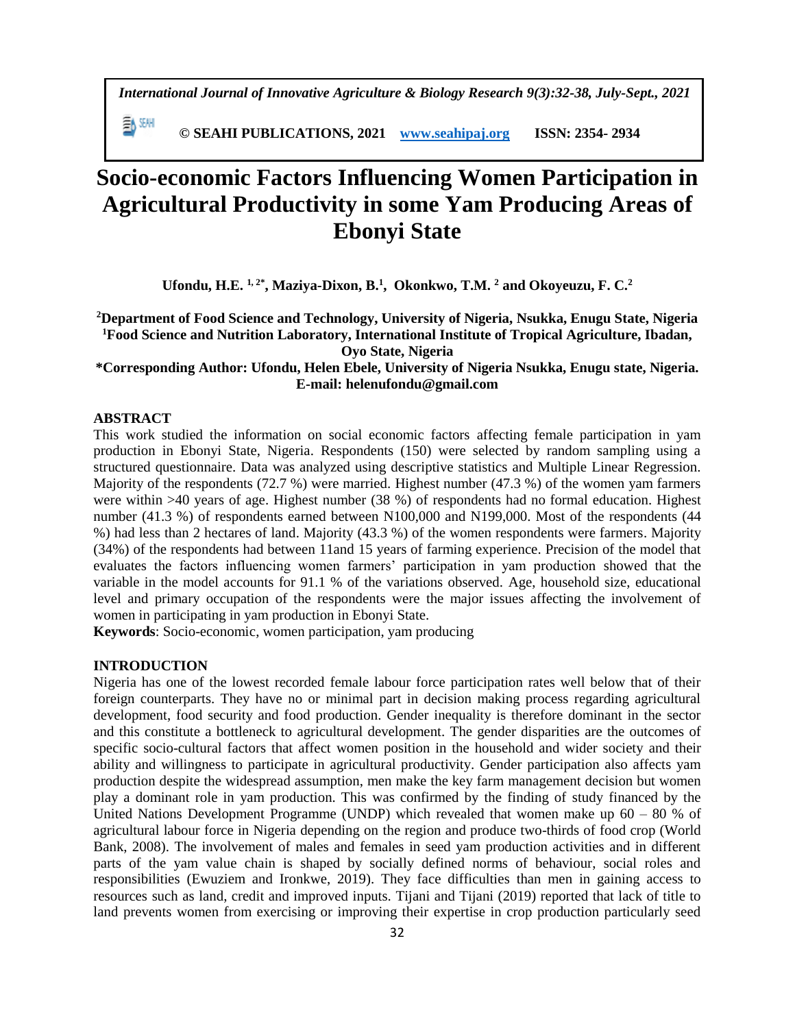# Socio-economic Factors Influencing Women Participation in Agricultural Productivity in some Yam Producing Areas of Ebonyi State

**Ufondu, H.E. [1, 2*], Maziya-Dixon, B.[1], Okonkwo, T.M. [2] and Okoyeuzu, F. C.[2]**

**[2]Department of Food Science and Technology, University of Nigeria, Nsukka, Enugu State, Nigeria**
**[1]Food Science and Nutrition Laboratory, International Institute of Tropical Agriculture, Ibadan, Oyo State, Nigeria**
**\*Corresponding Author: Ufondu, Helen Ebele, University of Nigeria Nsukka, Enugu state, Nigeria. E-mail: helenufondu@gmail.com**

## ABSTRACT

This work studied the information on social economic factors affecting female participation in yam production in Ebonyi State, Nigeria. Respondents (150) were selected by random sampling using a structured questionnaire. Data was analyzed using descriptive statistics and Multiple Linear Regression. Majority of the respondents (72.7 %) were married. Highest number (47.3 %) of the women yam farmers were within >40 years of age. Highest number (38 %) of respondents had no formal education. Highest number (41.3 %) of respondents earned between N100,000 and N199,000. Most of the respondents (44 %) had less than 2 hectares of land. Majority (43.3 %) of the women respondents were farmers. Majority (34%) of the respondents had between 11and 15 years of farming experience. Precision of the model that evaluates the factors influencing women farmers' participation in yam production showed that the variable in the model accounts for 91.1 % of the variations observed. Age, household size, educational level and primary occupation of the respondents were the major issues affecting the involvement of women in participating in yam production in Ebonyi State.

**Keywords**: Socio-economic, women participation, yam producing

## INTRODUCTION

Nigeria has one of the lowest recorded female labour force participation rates well below that of their foreign counterparts. They have no or minimal part in decision making process regarding agricultural development, food security and food production. Gender inequality is therefore dominant in the sector and this constitute a bottleneck to agricultural development. The gender disparities are the outcomes of specific socio-cultural factors that affect women position in the household and wider society and their ability and willingness to participate in agricultural productivity. Gender participation also affects yam production despite the widespread assumption, men make the key farm management decision but women play a dominant role in yam production. This was confirmed by the finding of study financed by the United Nations Development Programme (UNDP) which revealed that women make up 60 – 80 % of agricultural labour force in Nigeria depending on the region and produce two-thirds of food crop (World Bank, 2008). The involvement of males and females in seed yam production activities and in different parts of the yam value chain is shaped by socially defined norms of behaviour, social roles and responsibilities (Ewuziem and Ironkwe, 2019). They face difficulties than men in gaining access to resources such as land, credit and improved inputs. Tijani and Tijani (2019) reported that lack of title to land prevents women from exercising or improving their expertise in crop production particularly seed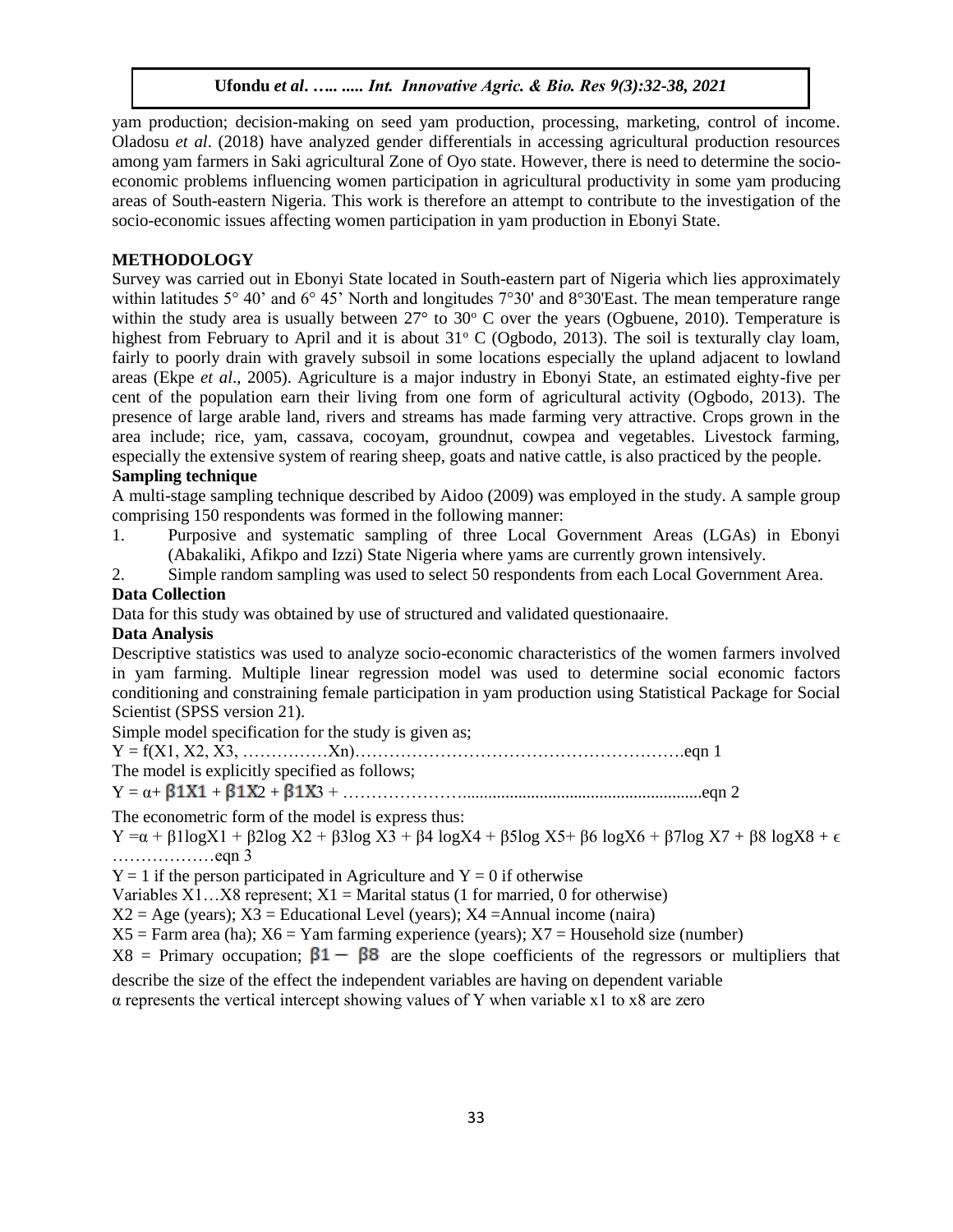yam production; decision-making on seed yam production, processing, marketing, control of income. Oladosu *et al*. (2018) have analyzed gender differentials in accessing agricultural production resources among yam farmers in Saki agricultural Zone of Oyo state. However, there is need to determine the socio-economic problems influencing women participation in agricultural productivity in some yam producing areas of South-eastern Nigeria. This work is therefore an attempt to contribute to the investigation of the socio-economic issues affecting women participation in yam production in Ebonyi State.

## METHODOLOGY

Survey was carried out in Ebonyi State located in South-eastern part of Nigeria which lies approximately within latitudes 5° 40' and 6° 45' North and longitudes 7°30' and 8°30'East. The mean temperature range within the study area is usually between 27° to 30° C over the years (Ogbuene, 2010). Temperature is highest from February to April and it is about 31° C (Ogbodo, 2013). The soil is texturally clay loam, fairly to poorly drain with gravely subsoil in some locations especially the upland adjacent to lowland areas (Ekpe *et al*., 2005). Agriculture is a major industry in Ebonyi State, an estimated eighty-five per cent of the population earn their living from one form of agricultural activity (Ogbodo, 2013). The presence of large arable land, rivers and streams has made farming very attractive. Crops grown in the area include; rice, yam, cassava, cocoyam, groundnut, cowpea and vegetables. Livestock farming, especially the extensive system of rearing sheep, goats and native cattle, is also practiced by the people.

### Sampling technique

A multi-stage sampling technique described by Aidoo (2009) was employed in the study. A sample group comprising 150 respondents was formed in the following manner:

1. Purposive and systematic sampling of three Local Government Areas (LGAs) in Ebonyi (Abakaliki, Afikpo and Izzi) State Nigeria where yams are currently grown intensively.
2. Simple random sampling was used to select 50 respondents from each Local Government Area.

### Data Collection

Data for this study was obtained by use of structured and validated questionaaire.

### Data Analysis

Descriptive statistics was used to analyze socio-economic characteristics of the women farmers involved in yam farming. Multiple linear regression model was used to determine social economic factors conditioning and constraining female participation in yam production using Statistical Package for Social Scientist (SPSS version 21).

Simple model specification for the study is given as;

$Y = f(X1, X2, X3, \ldots\ldots\ldots Xn)$ ……………………………………………………eqn 1

The model is explicitly specified as follows;

$Y = \alpha + \beta 1X1 + \beta 1X2 + \beta 1X3 + \ldots$ ………………………………………………………………eqn 2

The econometric form of the model is express thus:

$Y = \alpha + \beta 1\log X1 + \beta 2\log X2 + \beta 3\log X3 + \beta 4 \log X4 + \beta 5\log X5 + \beta 6 \log X6 + \beta 7\log X7 + \beta 8 \log X8 + \epsilon$ ………………eqn 3

$Y = 1$ if the person participated in Agriculture and $Y = 0$ if otherwise

Variables X1…X8 represent; X1 = Marital status (1 for married, 0 for otherwise)

X2 = Age (years); X3 = Educational Level (years); X4 = Annual income (naira)

X5 = Farm area (ha); X6 = Yam farming experience (years); X7 = Household size (number)

X8 = Primary occupation; $\beta 1 - \beta 8$ are the slope coefficients of the regressors or multipliers that describe the size of the effect the independent variables are having on dependent variable

$\alpha$ represents the vertical intercept showing values of Y when variable x1 to x8 are zero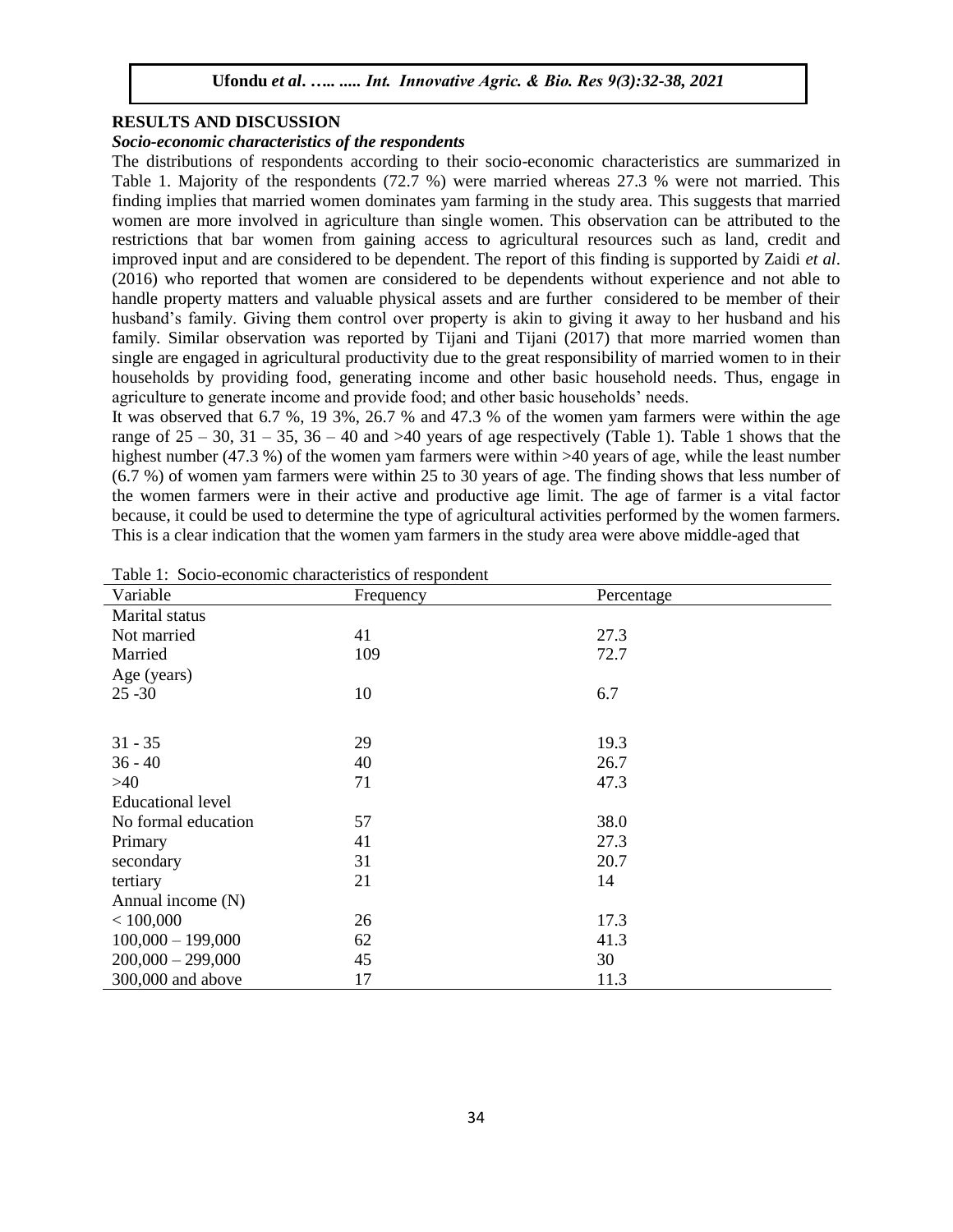## RESULTS AND DISCUSSION

### *Socio-economic characteristics of the respondents*

The distributions of respondents according to their socio-economic characteristics are summarized in Table 1. Majority of the respondents (72.7 %) were married whereas 27.3 % were not married. This finding implies that married women dominates yam farming in the study area. This suggests that married women are more involved in agriculture than single women. This observation can be attributed to the restrictions that bar women from gaining access to agricultural resources such as land, credit and improved input and are considered to be dependent. The report of this finding is supported by Zaidi *et al*. (2016) who reported that women are considered to be dependents without experience and not able to handle property matters and valuable physical assets and are further considered to be member of their husband's family. Giving them control over property is akin to giving it away to her husband and his family. Similar observation was reported by Tijani and Tijani (2017) that more married women than single are engaged in agricultural productivity due to the great responsibility of married women to in their households by providing food, generating income and other basic household needs. Thus, engage in agriculture to generate income and provide food; and other basic households' needs.

It was observed that 6.7 %, 19 3%, 26.7 % and 47.3 % of the women yam farmers were within the age range of 25 – 30, 31 – 35, 36 – 40 and >40 years of age respectively (Table 1). Table 1 shows that the highest number (47.3 %) of the women yam farmers were within >40 years of age, while the least number (6.7 %) of women yam farmers were within 25 to 30 years of age. The finding shows that less number of the women farmers were in their active and productive age limit. The age of farmer is a vital factor because, it could be used to determine the type of agricultural activities performed by the women farmers. This is a clear indication that the women yam farmers in the study area were above middle-aged that

Table 1: Socio-economic characteristics of respondent

| Variable | Frequency | Percentage |
|---|---|---|
| Marital status | | |
| Not married | 41 | 27.3 |
| Married | 109 | 72.7 |
| Age (years) | | |
| 25 -30 | 10 | 6.7 |
| 31 - 35 | 29 | 19.3 |
| 36 - 40 | 40 | 26.7 |
| >40 | 71 | 47.3 |
| Educational level | | |
| No formal education | 57 | 38.0 |
| Primary | 41 | 27.3 |
| secondary | 31 | 20.7 |
| tertiary | 21 | 14 |
| Annual income (N) | | |
| < 100,000 | 26 | 17.3 |
| 100,000 – 199,000 | 62 | 41.3 |
| 200,000 – 299,000 | 45 | 30 |
| 300,000 and above | 17 | 11.3 |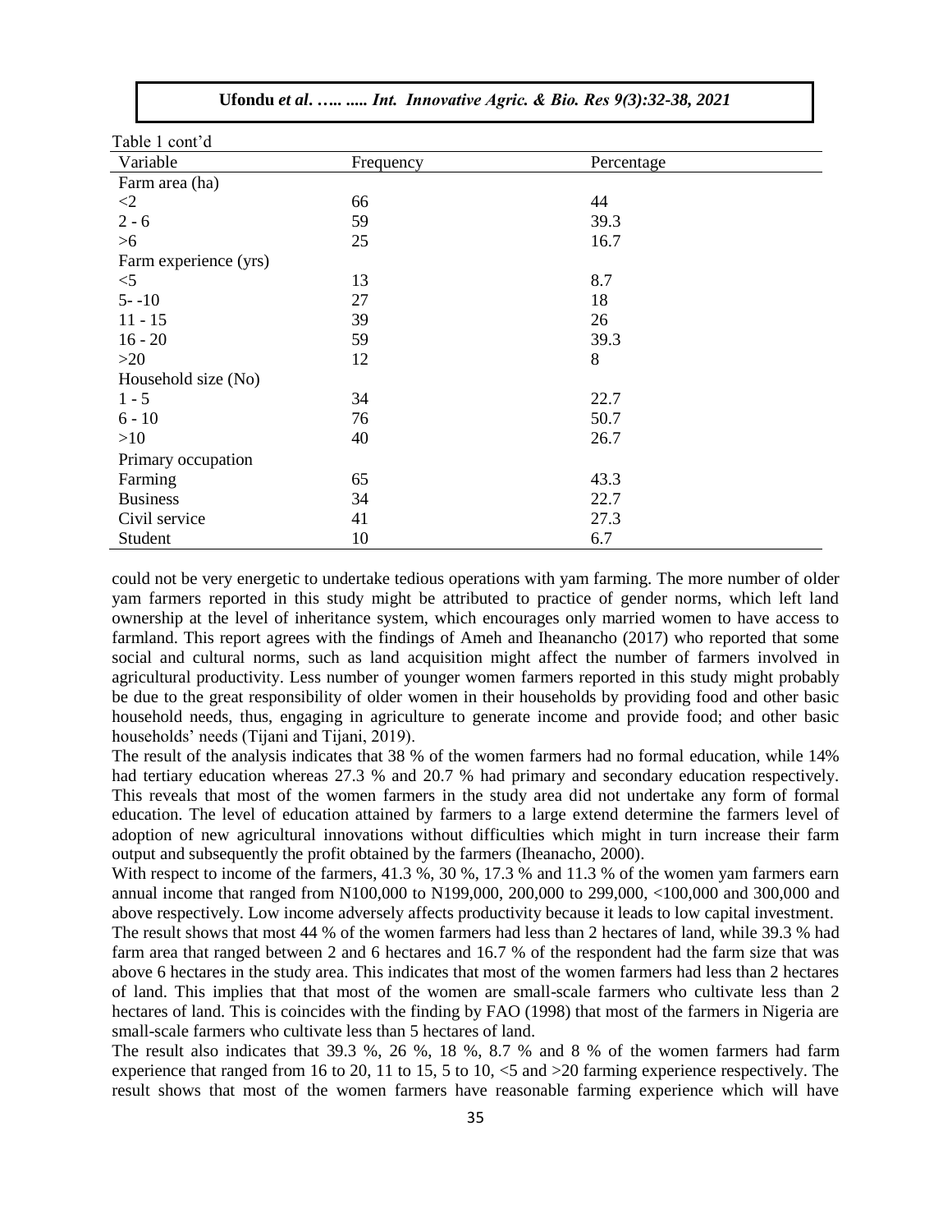Table 1 cont'd

| Variable | Frequency | Percentage |
|---|---|---|
| Farm area (ha) | | |
| <2 | 66 | 44 |
| 2 - 6 | 59 | 39.3 |
| >6 | 25 | 16.7 |
| Farm experience (yrs) | | |
| <5 | 13 | 8.7 |
| 5- -10 | 27 | 18 |
| 11 - 15 | 39 | 26 |
| 16 - 20 | 59 | 39.3 |
| >20 | 12 | 8 |
| Household size (No) | | |
| 1 - 5 | 34 | 22.7 |
| 6 - 10 | 76 | 50.7 |
| >10 | 40 | 26.7 |
| Primary occupation | | |
| Farming | 65 | 43.3 |
| Business | 34 | 22.7 |
| Civil service | 41 | 27.3 |
| Student | 10 | 6.7 |

could not be very energetic to undertake tedious operations with yam farming. The more number of older yam farmers reported in this study might be attributed to practice of gender norms, which left land ownership at the level of inheritance system, which encourages only married women to have access to farmland. This report agrees with the findings of Ameh and Iheanancho (2017) who reported that some social and cultural norms, such as land acquisition might affect the number of farmers involved in agricultural productivity. Less number of younger women farmers reported in this study might probably be due to the great responsibility of older women in their households by providing food and other basic household needs, thus, engaging in agriculture to generate income and provide food; and other basic households' needs (Tijani and Tijani, 2019).

The result of the analysis indicates that 38 % of the women farmers had no formal education, while 14% had tertiary education whereas 27.3 % and 20.7 % had primary and secondary education respectively. This reveals that most of the women farmers in the study area did not undertake any form of formal education. The level of education attained by farmers to a large extend determine the farmers level of adoption of new agricultural innovations without difficulties which might in turn increase their farm output and subsequently the profit obtained by the farmers (Iheanacho, 2000).

With respect to income of the farmers, 41.3 %, 30 %, 17.3 % and 11.3 % of the women yam farmers earn annual income that ranged from N100,000 to N199,000, 200,000 to 299,000, <100,000 and 300,000 and above respectively. Low income adversely affects productivity because it leads to low capital investment.

The result shows that most 44 % of the women farmers had less than 2 hectares of land, while 39.3 % had farm area that ranged between 2 and 6 hectares and 16.7 % of the respondent had the farm size that was above 6 hectares in the study area. This indicates that most of the women farmers had less than 2 hectares of land. This implies that that most of the women are small-scale farmers who cultivate less than 2 hectares of land. This is coincides with the finding by FAO (1998) that most of the farmers in Nigeria are small-scale farmers who cultivate less than 5 hectares of land.

The result also indicates that 39.3 %, 26 %, 18 %, 8.7 % and 8 % of the women farmers had farm experience that ranged from 16 to 20, 11 to 15, 5 to 10, <5 and >20 farming experience respectively. The result shows that most of the women farmers have reasonable farming experience which will have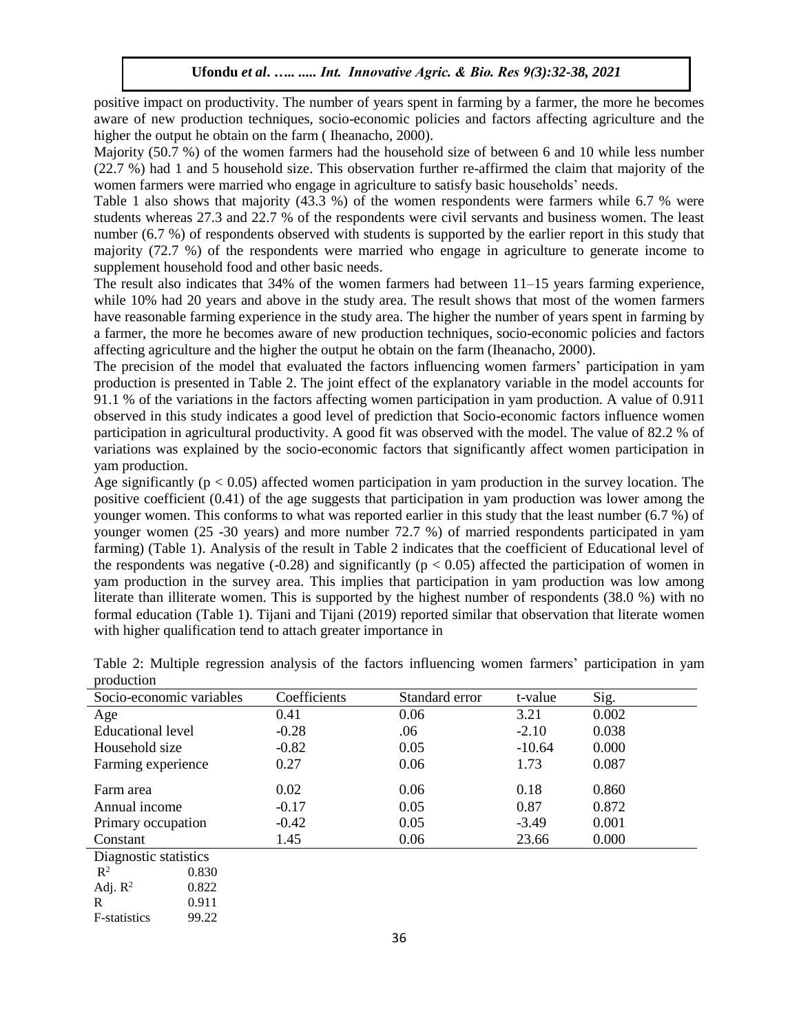positive impact on productivity. The number of years spent in farming by a farmer, the more he becomes aware of new production techniques, socio-economic policies and factors affecting agriculture and the higher the output he obtain on the farm ( Iheanacho, 2000).

Majority (50.7 %) of the women farmers had the household size of between 6 and 10 while less number (22.7 %) had 1 and 5 household size. This observation further re-affirmed the claim that majority of the women farmers were married who engage in agriculture to satisfy basic households' needs.

Table 1 also shows that majority (43.3 %) of the women respondents were farmers while 6.7 % were students whereas 27.3 and 22.7 % of the respondents were civil servants and business women. The least number (6.7 %) of respondents observed with students is supported by the earlier report in this study that majority (72.7 %) of the respondents were married who engage in agriculture to generate income to supplement household food and other basic needs.

The result also indicates that 34% of the women farmers had between 11–15 years farming experience, while 10% had 20 years and above in the study area. The result shows that most of the women farmers have reasonable farming experience in the study area. The higher the number of years spent in farming by a farmer, the more he becomes aware of new production techniques, socio-economic policies and factors affecting agriculture and the higher the output he obtain on the farm (Iheanacho, 2000).

The precision of the model that evaluated the factors influencing women farmers' participation in yam production is presented in Table 2. The joint effect of the explanatory variable in the model accounts for 91.1 % of the variations in the factors affecting women participation in yam production. A value of 0.911 observed in this study indicates a good level of prediction that Socio-economic factors influence women participation in agricultural productivity. A good fit was observed with the model. The value of 82.2 % of variations was explained by the socio-economic factors that significantly affect women participation in yam production.

Age significantly ($p < 0.05$) affected women participation in yam production in the survey location. The positive coefficient (0.41) of the age suggests that participation in yam production was lower among the younger women. This conforms to what was reported earlier in this study that the least number (6.7 %) of younger women (25 -30 years) and more number 72.7 %) of married respondents participated in yam farming) (Table 1). Analysis of the result in Table 2 indicates that the coefficient of Educational level of the respondents was negative (-0.28) and significantly ($p < 0.05$) affected the participation of women in yam production in the survey area. This implies that participation in yam production was low among literate than illiterate women. This is supported by the highest number of respondents (38.0 %) with no formal education (Table 1). Tijani and Tijani (2019) reported similar that observation that literate women with higher qualification tend to attach greater importance in

Table 2: Multiple regression analysis of the factors influencing women farmers' participation in yam production

| Socio-economic variables | Coefficients | Standard error | t-value | Sig. |
|---|---|---|---|---|
| Age | 0.41 | 0.06 | 3.21 | 0.002 |
| Educational level | -0.28 | .06 | -2.10 | 0.038 |
| Household size | -0.82 | 0.05 | -10.64 | 0.000 |
| Farming experience | 0.27 | 0.06 | 1.73 | 0.087 |
| Farm area | 0.02 | 0.06 | 0.18 | 0.860 |
| Annual income | -0.17 | 0.05 | 0.87 | 0.872 |
| Primary occupation | -0.42 | 0.05 | -3.49 | 0.001 |
| Constant | 1.45 | 0.06 | 23.66 | 0.000 |

Diagnostic statistics

| | |
|---|---|
| $R^2$ | 0.830 |
| Adj. $R^2$ | 0.822 |
| R | 0.911 |
| F-statistics | 99.22 |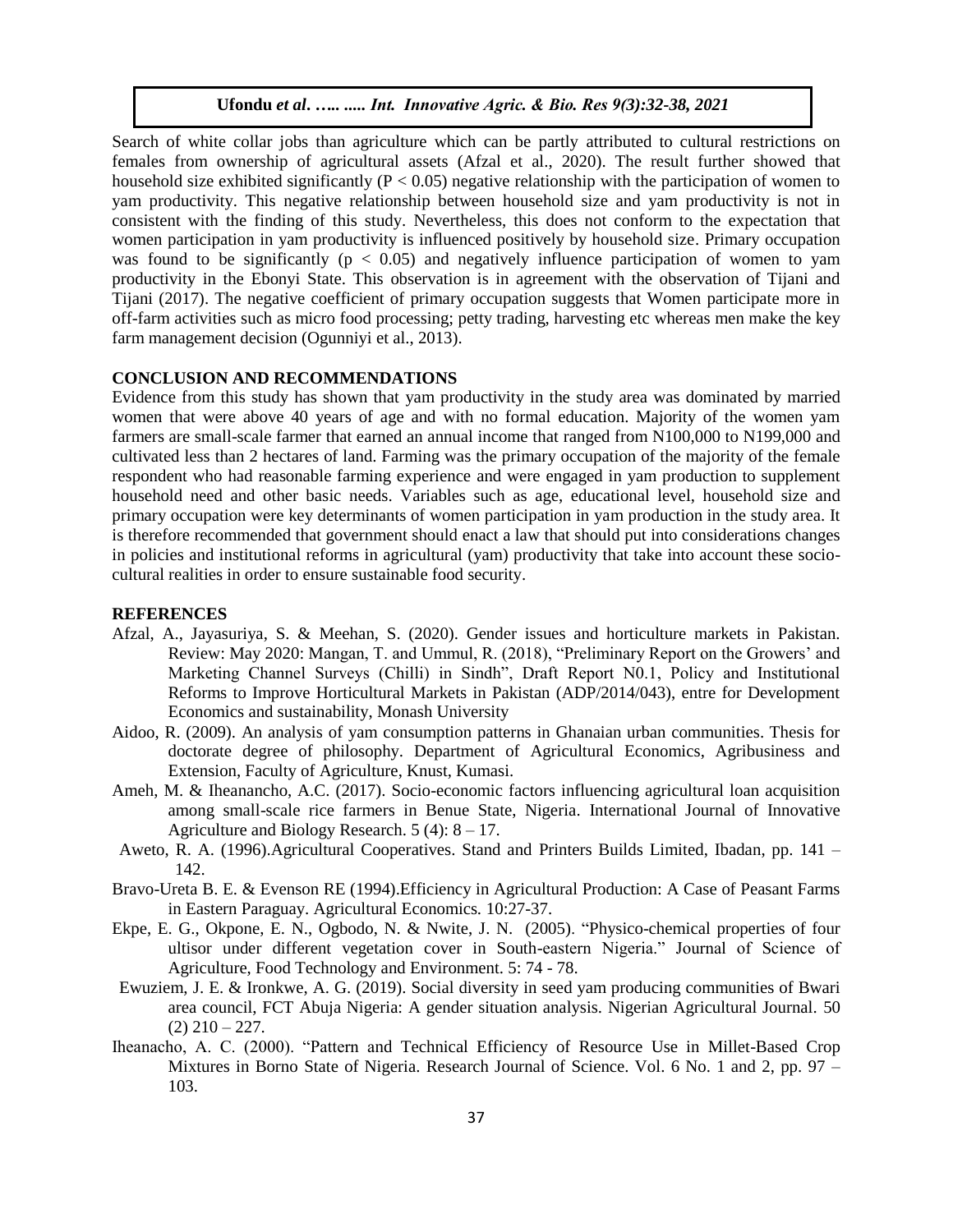Search of white collar jobs than agriculture which can be partly attributed to cultural restrictions on females from ownership of agricultural assets (Afzal et al., 2020). The result further showed that household size exhibited significantly ($P < 0.05$) negative relationship with the participation of women to yam productivity. This negative relationship between household size and yam productivity is not in consistent with the finding of this study. Nevertheless, this does not conform to the expectation that women participation in yam productivity is influenced positively by household size. Primary occupation was found to be significantly ($p < 0.05$) and negatively influence participation of women to yam productivity in the Ebonyi State. This observation is in agreement with the observation of Tijani and Tijani (2017). The negative coefficient of primary occupation suggests that Women participate more in off-farm activities such as micro food processing; petty trading, harvesting etc whereas men make the key farm management decision (Ogunniyi et al., 2013).

## CONCLUSION AND RECOMMENDATIONS

Evidence from this study has shown that yam productivity in the study area was dominated by married women that were above 40 years of age and with no formal education. Majority of the women yam farmers are small-scale farmer that earned an annual income that ranged from N100,000 to N199,000 and cultivated less than 2 hectares of land. Farming was the primary occupation of the majority of the female respondent who had reasonable farming experience and were engaged in yam production to supplement household need and other basic needs. Variables such as age, educational level, household size and primary occupation were key determinants of women participation in yam production in the study area. It is therefore recommended that government should enact a law that should put into considerations changes in policies and institutional reforms in agricultural (yam) productivity that take into account these socio-cultural realities in order to ensure sustainable food security.

## REFERENCES

- Afzal, A., Jayasuriya, S. & Meehan, S. (2020). Gender issues and horticulture markets in Pakistan. Review: May 2020: Mangan, T. and Ummul, R. (2018), "Preliminary Report on the Growers' and Marketing Channel Surveys (Chilli) in Sindh", Draft Report N0.1, Policy and Institutional Reforms to Improve Horticultural Markets in Pakistan (ADP/2014/043), entre for Development Economics and sustainability, Monash University
- Aidoo, R. (2009). An analysis of yam consumption patterns in Ghanaian urban communities. Thesis for doctorate degree of philosophy. Department of Agricultural Economics, Agribusiness and Extension, Faculty of Agriculture, Knust, Kumasi.
- Ameh, M. & Iheanancho, A.C. (2017). Socio-economic factors influencing agricultural loan acquisition among small-scale rice farmers in Benue State, Nigeria. International Journal of Innovative Agriculture and Biology Research. 5 (4): 8 – 17.
- Aweto, R. A. (1996).Agricultural Cooperatives. Stand and Printers Builds Limited, Ibadan, pp. 141 – 142.
- Bravo-Ureta B. E. & Evenson RE (1994).Efficiency in Agricultural Production: A Case of Peasant Farms in Eastern Paraguay. Agricultural Economics. 10:27-37.
- Ekpe, E. G., Okpone, E. N., Ogbodo, N. & Nwite, J. N. (2005). "Physico-chemical properties of four ultisor under different vegetation cover in South-eastern Nigeria." Journal of Science of Agriculture, Food Technology and Environment. 5: 74 - 78.
- Ewuziem, J. E. & Ironkwe, A. G. (2019). Social diversity in seed yam producing communities of Bwari area council, FCT Abuja Nigeria: A gender situation analysis. Nigerian Agricultural Journal. 50 (2) 210 – 227.
- Iheanacho, A. C. (2000). "Pattern and Technical Efficiency of Resource Use in Millet-Based Crop Mixtures in Borno State of Nigeria. Research Journal of Science. Vol. 6 No. 1 and 2, pp. 97 – 103.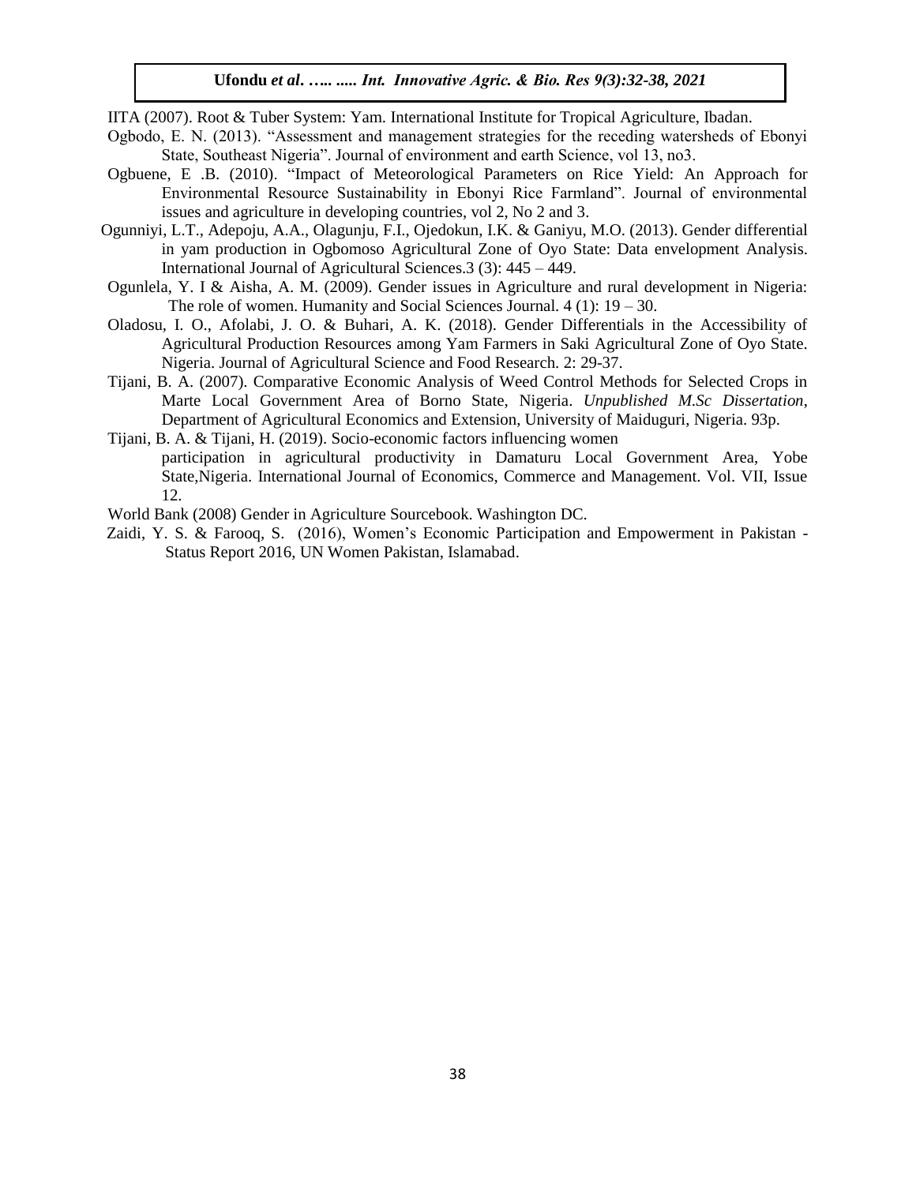IITA (2007). Root & Tuber System: Yam. International Institute for Tropical Agriculture, Ibadan.

Ogbodo, E. N. (2013). "Assessment and management strategies for the receding watersheds of Ebonyi State, Southeast Nigeria". Journal of environment and earth Science, vol 13, no3.

Ogbuene, E .B. (2010). "Impact of Meteorological Parameters on Rice Yield: An Approach for Environmental Resource Sustainability in Ebonyi Rice Farmland". Journal of environmental issues and agriculture in developing countries, vol 2, No 2 and 3.

Ogunniyi, L.T., Adepoju, A.A., Olagunju, F.I., Ojedokun, I.K. & Ganiyu, M.O. (2013). Gender differential in yam production in Ogbomoso Agricultural Zone of Oyo State: Data envelopment Analysis. International Journal of Agricultural Sciences.3 (3): 445 – 449.

Ogunlela, Y. I & Aisha, A. M. (2009). Gender issues in Agriculture and rural development in Nigeria: The role of women. Humanity and Social Sciences Journal. 4 (1): 19 – 30.

Oladosu, I. O., Afolabi, J. O. & Buhari, A. K. (2018). Gender Differentials in the Accessibility of Agricultural Production Resources among Yam Farmers in Saki Agricultural Zone of Oyo State. Nigeria. Journal of Agricultural Science and Food Research. 2: 29-37.

Tijani, B. A. (2007). Comparative Economic Analysis of Weed Control Methods for Selected Crops in Marte Local Government Area of Borno State, Nigeria. *Unpublished M.Sc Dissertation*, Department of Agricultural Economics and Extension, University of Maiduguri, Nigeria. 93p.

Tijani, B. A. & Tijani, H. (2019). Socio-economic factors influencing women participation in agricultural productivity in Damaturu Local Government Area, Yobe State,Nigeria. International Journal of Economics, Commerce and Management. Vol. VII, Issue 12.

World Bank (2008) Gender in Agriculture Sourcebook. Washington DC.

Zaidi, Y. S. & Farooq, S. (2016), Women's Economic Participation and Empowerment in Pakistan - Status Report 2016, UN Women Pakistan, Islamabad.